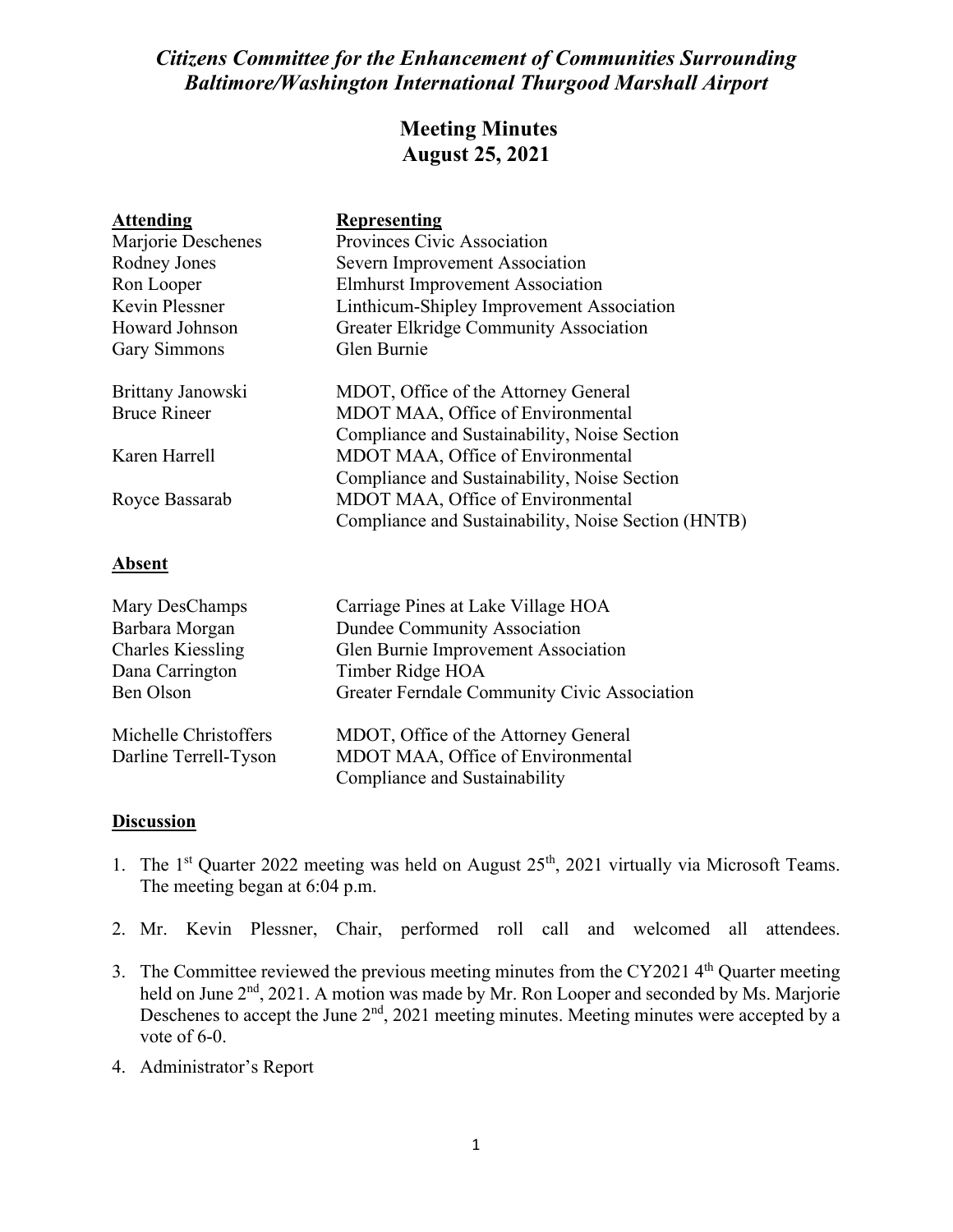*Citizens Committee for the Enhancement of Communities Surrounding Baltimore/Washington International Thurgood Marshall Airport*

# Meeting Minutes
## August 25, 2021

| **Attending** | **Representing** |
|---|---|
| Marjorie Deschenes | Provinces Civic Association |
| Rodney Jones | Severn Improvement Association |
| Ron Looper | Elmhurst Improvement Association |
| Kevin Plessner | Linthicum-Shipley Improvement Association |
| Howard Johnson | Greater Elkridge Community Association |
| Gary Simmons | Glen Burnie |
| | |
| Brittany Janowski | MDOT, Office of the Attorney General |
| Bruce Rineer | MDOT MAA, Office of Environmental Compliance and Sustainability, Noise Section |
| Karen Harrell | MDOT MAA, Office of Environmental Compliance and Sustainability, Noise Section |
| Royce Bassarab | MDOT MAA, Office of Environmental Compliance and Sustainability, Noise Section (HNTB) |

**Absent**

| | |
|---|---|
| Mary DesChamps | Carriage Pines at Lake Village HOA |
| Barbara Morgan | Dundee Community Association |
| Charles Kiessling | Glen Burnie Improvement Association |
| Dana Carrington | Timber Ridge HOA |
| Ben Olson | Greater Ferndale Community Civic Association |
| | |
| Michelle Christoffers | MDOT, Office of the Attorney General |
| Darline Terrell-Tyson | MDOT MAA, Office of Environmental Compliance and Sustainability |

**Discussion**

1. The 1st Quarter 2022 meeting was held on August 25th, 2021 virtually via Microsoft Teams. The meeting began at 6:04 p.m.

2. Mr. Kevin Plessner, Chair, performed roll call and welcomed all attendees.

3. The Committee reviewed the previous meeting minutes from the CY2021 4th Quarter meeting held on June 2nd, 2021. A motion was made by Mr. Ron Looper and seconded by Ms. Marjorie Deschenes to accept the June 2nd, 2021 meeting minutes. Meeting minutes were accepted by a vote of 6-0.

4. Administrator's Report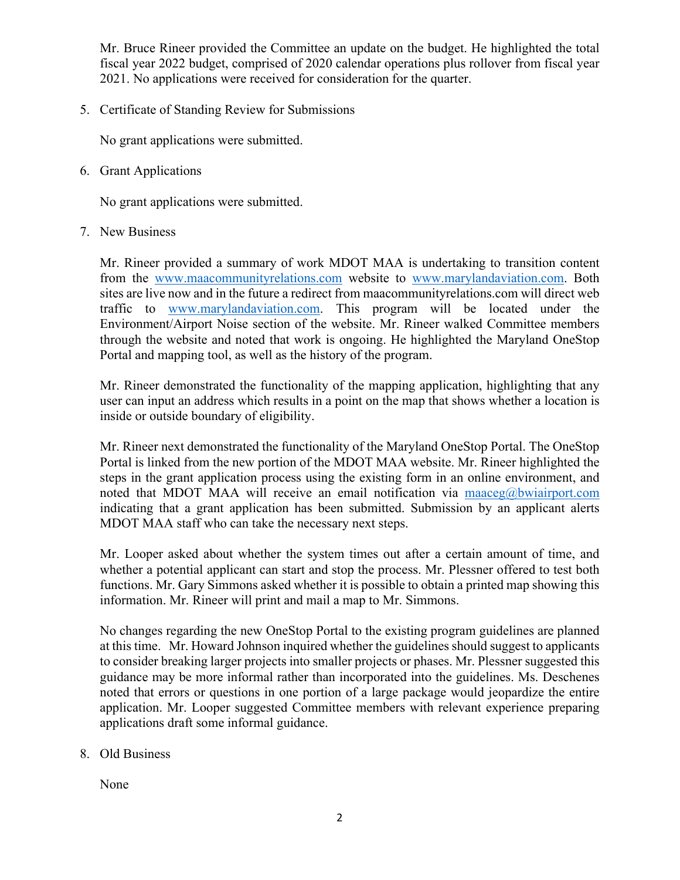Mr. Bruce Rineer provided the Committee an update on the budget. He highlighted the total fiscal year 2022 budget, comprised of 2020 calendar operations plus rollover from fiscal year 2021. No applications were received for consideration for the quarter.

5. Certificate of Standing Review for Submissions

   No grant applications were submitted.

6. Grant Applications

   No grant applications were submitted.

7. New Business

   Mr. Rineer provided a summary of work MDOT MAA is undertaking to transition content from the www.maacommunityrelations.com website to www.marylandaviation.com. Both sites are live now and in the future a redirect from maacommunityrelations.com will direct web traffic to www.marylandaviation.com. This program will be located under the Environment/Airport Noise section of the website. Mr. Rineer walked Committee members through the website and noted that work is ongoing. He highlighted the Maryland OneStop Portal and mapping tool, as well as the history of the program.

   Mr. Rineer demonstrated the functionality of the mapping application, highlighting that any user can input an address which results in a point on the map that shows whether a location is inside or outside boundary of eligibility.

   Mr. Rineer next demonstrated the functionality of the Maryland OneStop Portal. The OneStop Portal is linked from the new portion of the MDOT MAA website. Mr. Rineer highlighted the steps in the grant application process using the existing form in an online environment, and noted that MDOT MAA will receive an email notification via maaceg@bwiairport.com indicating that a grant application has been submitted. Submission by an applicant alerts MDOT MAA staff who can take the necessary next steps.

   Mr. Looper asked about whether the system times out after a certain amount of time, and whether a potential applicant can start and stop the process. Mr. Plessner offered to test both functions. Mr. Gary Simmons asked whether it is possible to obtain a printed map showing this information. Mr. Rineer will print and mail a map to Mr. Simmons.

   No changes regarding the new OneStop Portal to the existing program guidelines are planned at this time. Mr. Howard Johnson inquired whether the guidelines should suggest to applicants to consider breaking larger projects into smaller projects or phases. Mr. Plessner suggested this guidance may be more informal rather than incorporated into the guidelines. Ms. Deschenes noted that errors or questions in one portion of a large package would jeopardize the entire application. Mr. Looper suggested Committee members with relevant experience preparing applications draft some informal guidance.

8. Old Business

   None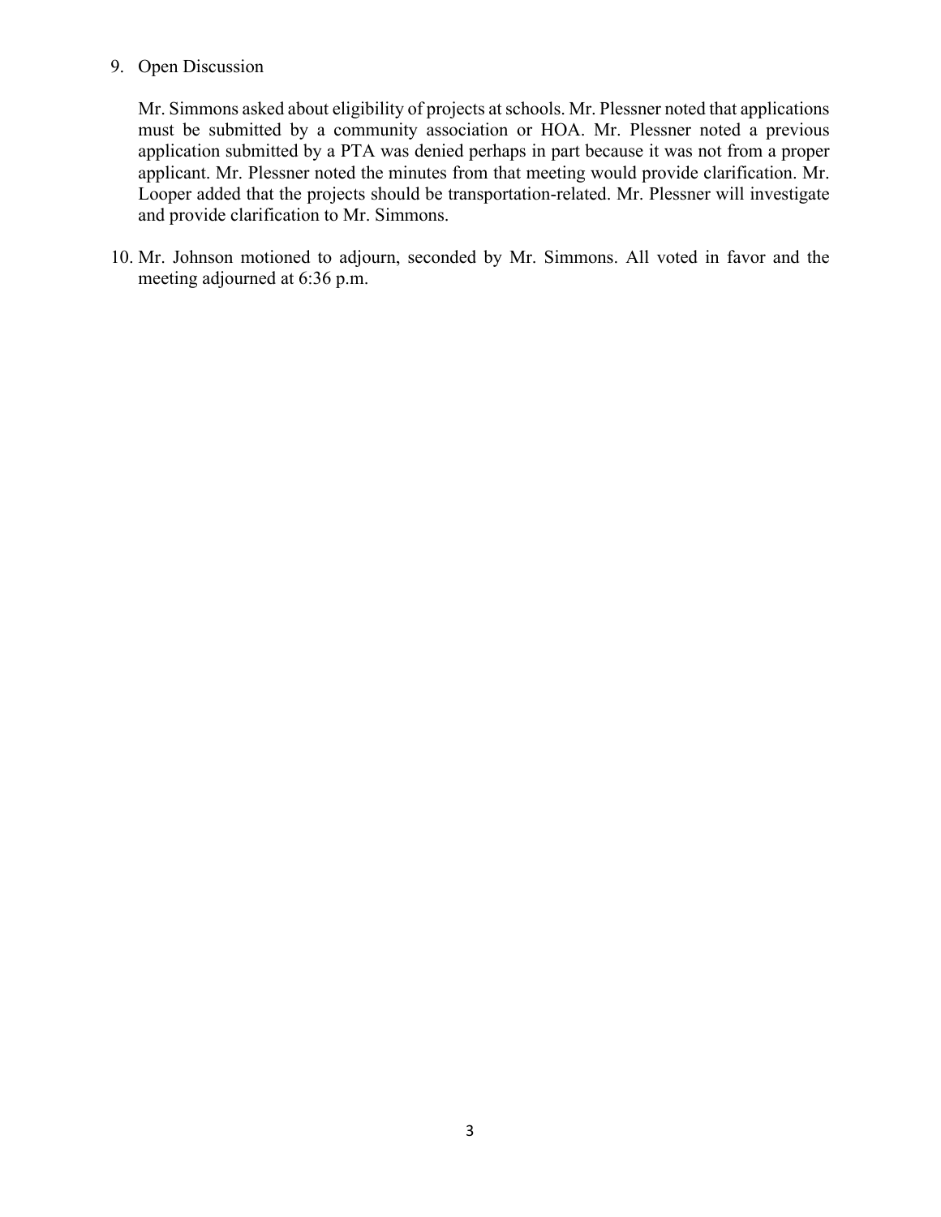9. Open Discussion

   Mr. Simmons asked about eligibility of projects at schools. Mr. Plessner noted that applications must be submitted by a community association or HOA. Mr. Plessner noted a previous application submitted by a PTA was denied perhaps in part because it was not from a proper applicant. Mr. Plessner noted the minutes from that meeting would provide clarification. Mr. Looper added that the projects should be transportation-related. Mr. Plessner will investigate and provide clarification to Mr. Simmons.

10. Mr. Johnson motioned to adjourn, seconded by Mr. Simmons. All voted in favor and the meeting adjourned at 6:36 p.m.